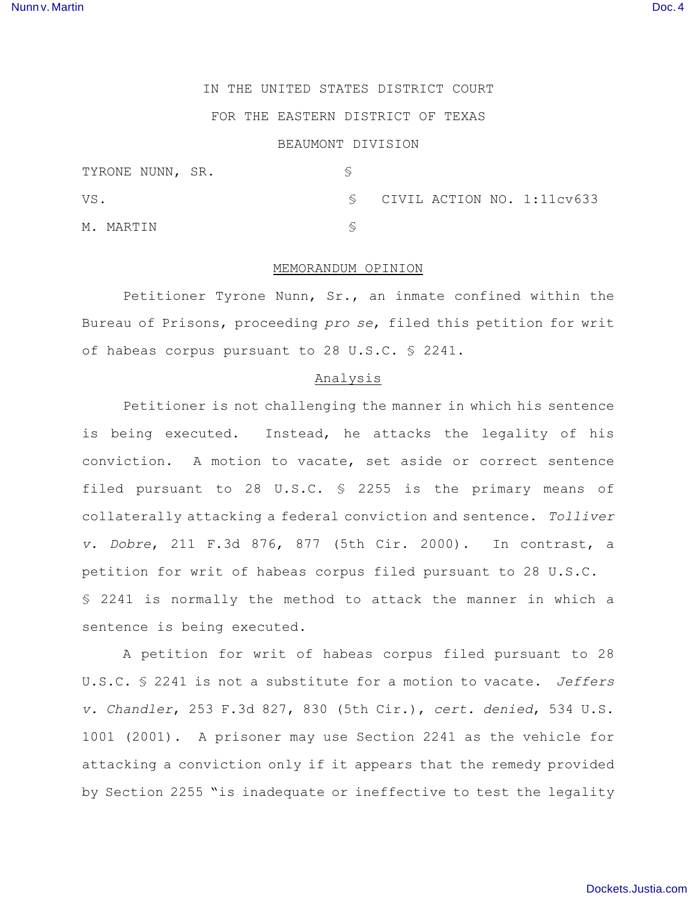IN THE UNITED STATES DISTRICT COURT

FOR THE EASTERN DISTRICT OF TEXAS

BEAUMONT DIVISION

| | | |
|---|---|---|
| TYRONE NUNN, SR. | § | |
| VS. | § | CIVIL ACTION NO. 1:11cv633 |
| M. MARTIN | § | |

## MEMORANDUM OPINION

Petitioner Tyrone Nunn, Sr., an inmate confined within the Bureau of Prisons, proceeding *pro se*, filed this petition for writ of habeas corpus pursuant to 28 U.S.C. § 2241.

### Analysis

Petitioner is not challenging the manner in which his sentence is being executed. Instead, he attacks the legality of his conviction. A motion to vacate, set aside or correct sentence filed pursuant to 28 U.S.C. § 2255 is the primary means of collaterally attacking a federal conviction and sentence. *Tolliver v. Dobre*, 211 F.3d 876, 877 (5th Cir. 2000). In contrast, a petition for writ of habeas corpus filed pursuant to 28 U.S.C. § 2241 is normally the method to attack the manner in which a sentence is being executed.

A petition for writ of habeas corpus filed pursuant to 28 U.S.C. § 2241 is not a substitute for a motion to vacate. *Jeffers v. Chandler*, 253 F.3d 827, 830 (5th Cir.), *cert. denied*, 534 U.S. 1001 (2001). A prisoner may use Section 2241 as the vehicle for attacking a conviction only if it appears that the remedy provided by Section 2255 "is inadequate or ineffective to test the legality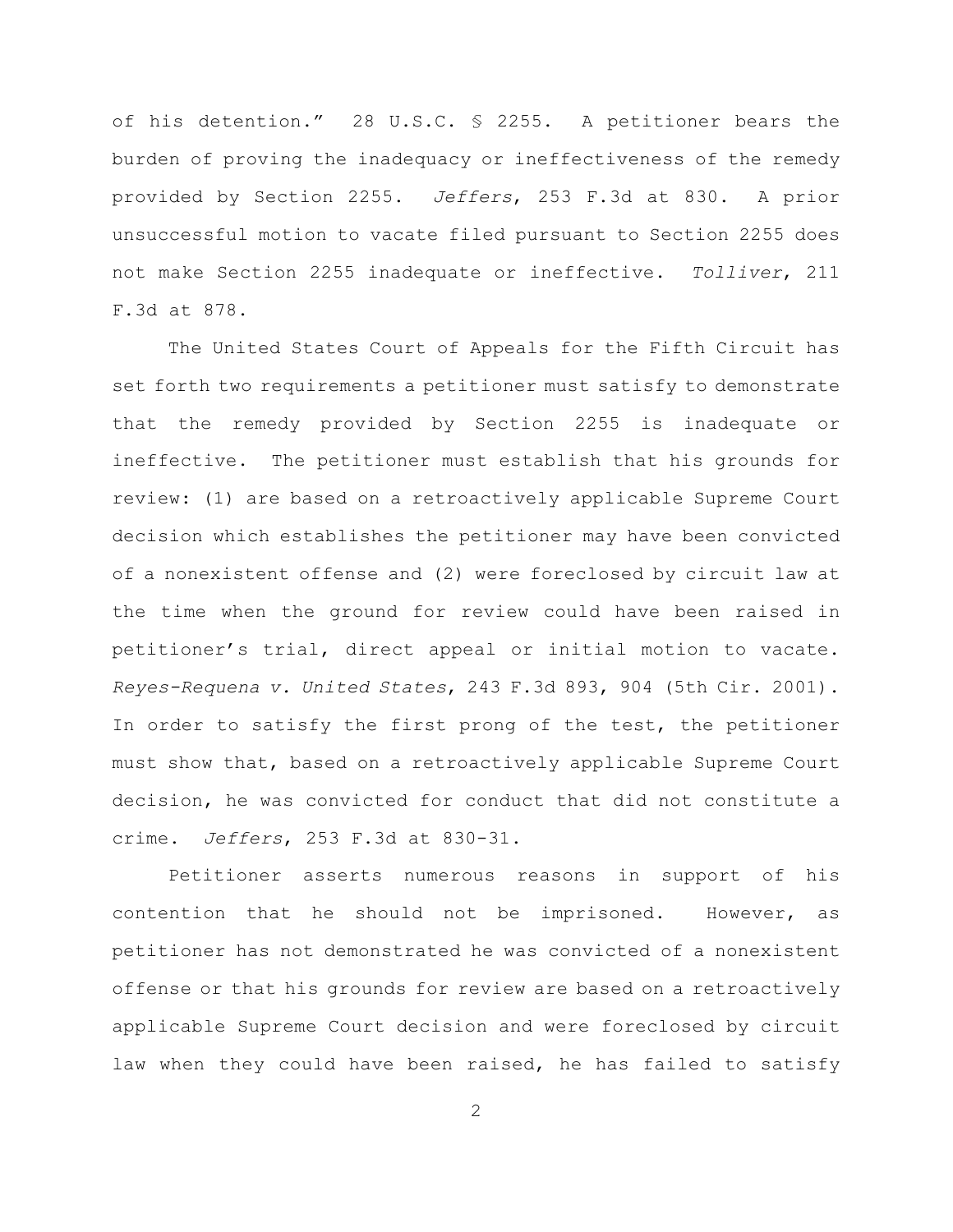of his detention." 28 U.S.C. § 2255. A petitioner bears the burden of proving the inadequacy or ineffectiveness of the remedy provided by Section 2255. *Jeffers*, 253 F.3d at 830. A prior unsuccessful motion to vacate filed pursuant to Section 2255 does not make Section 2255 inadequate or ineffective. *Tolliver*, 211 F.3d at 878.

The United States Court of Appeals for the Fifth Circuit has set forth two requirements a petitioner must satisfy to demonstrate that the remedy provided by Section 2255 is inadequate or ineffective. The petitioner must establish that his grounds for review: (1) are based on a retroactively applicable Supreme Court decision which establishes the petitioner may have been convicted of a nonexistent offense and (2) were foreclosed by circuit law at the time when the ground for review could have been raised in petitioner's trial, direct appeal or initial motion to vacate. *Reyes-Requena v. United States*, 243 F.3d 893, 904 (5th Cir. 2001). In order to satisfy the first prong of the test, the petitioner must show that, based on a retroactively applicable Supreme Court decision, he was convicted for conduct that did not constitute a crime. *Jeffers*, 253 F.3d at 830-31.

Petitioner asserts numerous reasons in support of his contention that he should not be imprisoned. However, as petitioner has not demonstrated he was convicted of a nonexistent offense or that his grounds for review are based on a retroactively applicable Supreme Court decision and were foreclosed by circuit law when they could have been raised, he has failed to satisfy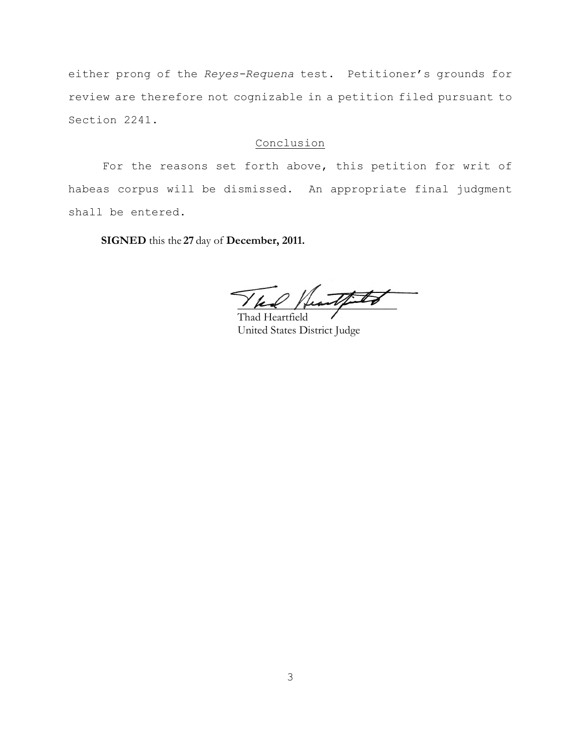either prong of the *Reyes-Requena* test. Petitioner's grounds for review are therefore not cognizable in a petition filed pursuant to Section 2241.

## Conclusion

For the reasons set forth above, this petition for writ of habeas corpus will be dismissed. An appropriate final judgment shall be entered.

**SIGNED** this the **27** day of **December, 2011.**

Thad Heartfield
United States District Judge